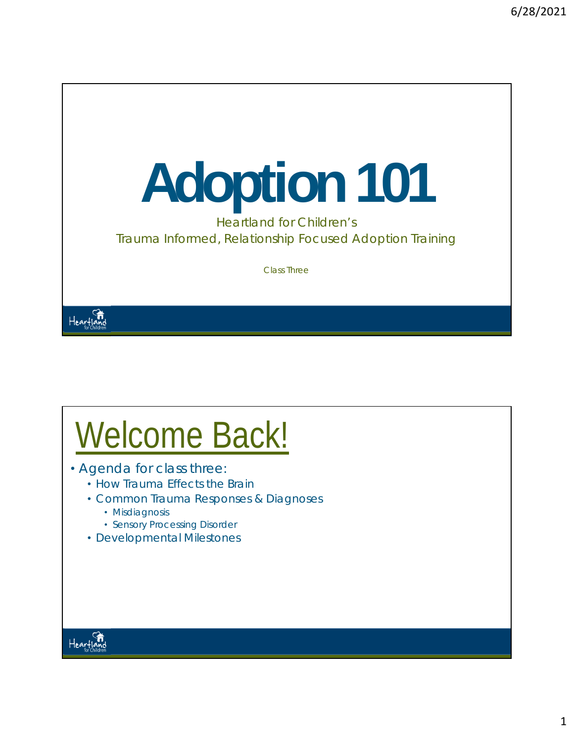# Adoption 101

Heartland for Children's
Trauma Informed, Relationship Focused Adoption Training

Class Three

## Welcome Back!

- Agenda for class three:
  - How Trauma Effects the Brain
  - Common Trauma Responses & Diagnoses
    - Misdiagnosis
    - Sensory Processing Disorder
  - Developmental Milestones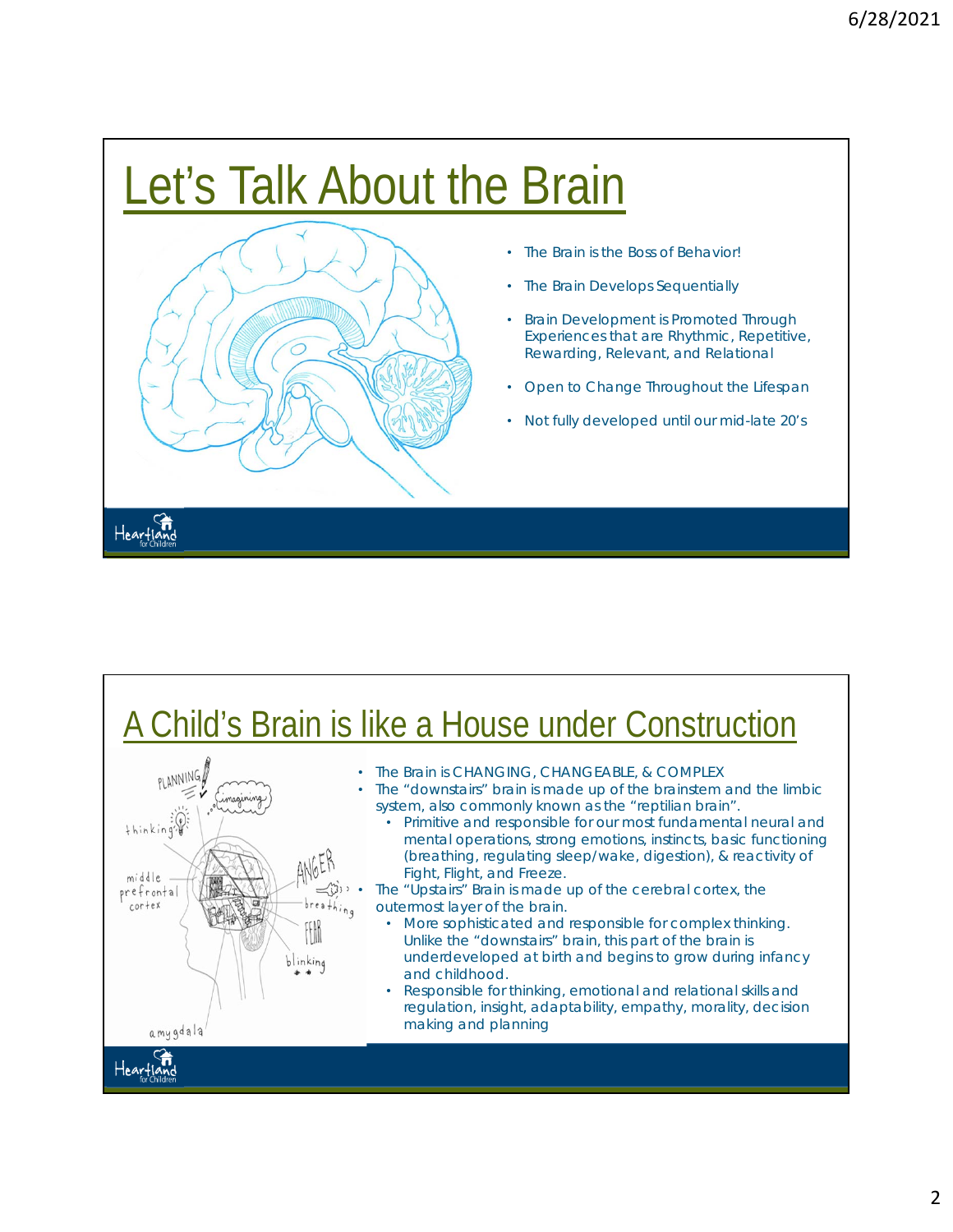# Let's Talk About the Brain

- The Brain is the Boss of Behavior!
- The Brain Develops Sequentially
- Brain Development is Promoted Through Experiences that are Rhythmic, Repetitive, Rewarding, Relevant, and Relational
- Open to Change Throughout the Lifespan
- Not fully developed until our mid-late 20's

# A Child's Brain is like a House under Construction

- The Brain is CHANGING, CHANGEABLE, & COMPLEX
- The "downstairs" brain is made up of the brainstem and the limbic system, also commonly known as the "reptilian brain".
  - Primitive and responsible for our most fundamental neural and mental operations, strong emotions, instincts, basic functioning (breathing, regulating sleep/wake, digestion), & reactivity of Fight, Flight, and Freeze.
- The "Upstairs" Brain is made up of the cerebral cortex, the outermost layer of the brain.
  - More sophisticated and responsible for complex thinking. Unlike the "downstairs" brain, this part of the brain is underdeveloped at birth and begins to grow during infancy and childhood.
  - Responsible for thinking, emotional and relational skills and regulation, insight, adaptability, empathy, morality, decision making and planning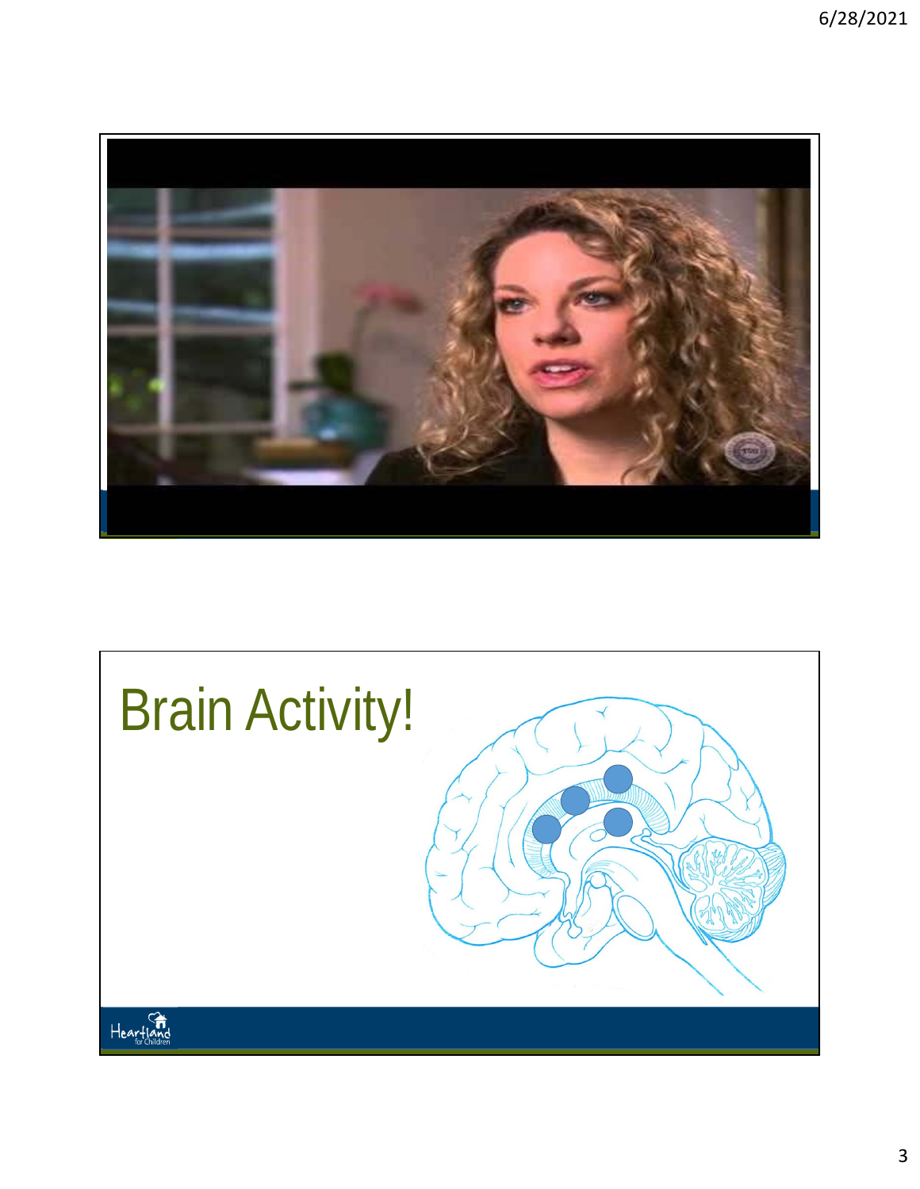# Brain Activity!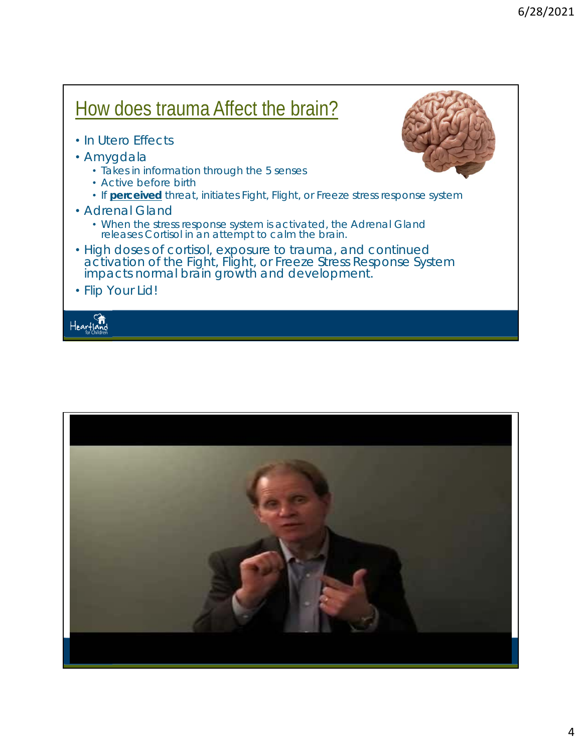## How does trauma Affect the brain?

- In Utero Effects
- Amygdala
  - Takes in information through the 5 senses
  - Active before birth
  - If **perceived** threat, initiates Fight, Flight, or Freeze stress response system
- Adrenal Gland
  - When the stress response system is activated, the Adrenal Gland releases Cortisol in an attempt to calm the brain.
- High doses of cortisol, exposure to trauma, and continued activation of the Fight, Flight, or Freeze Stress Response System impacts normal brain growth and development.
- Flip Your Lid!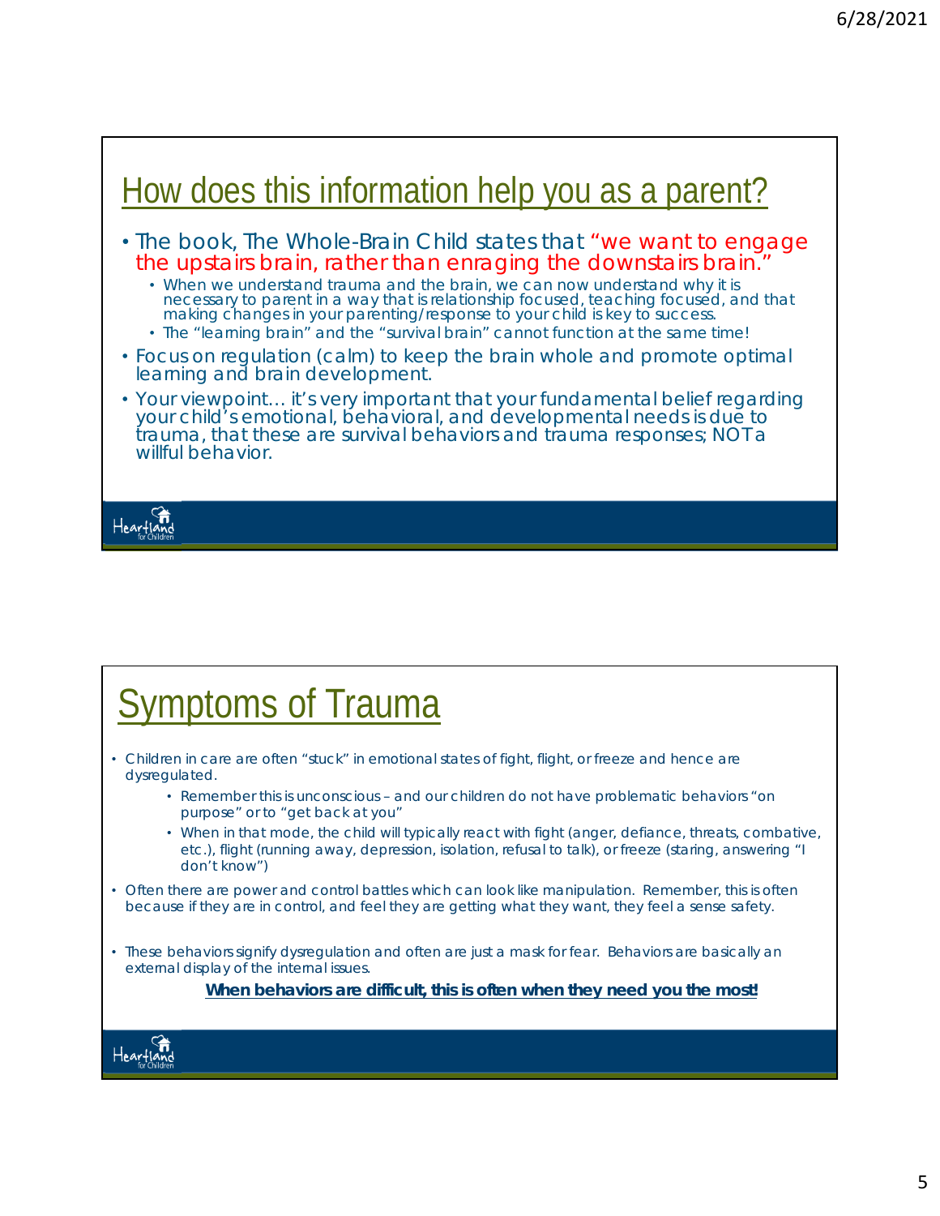## How does this information help you as a parent?

- The book, The Whole-Brain Child states that "we want to engage the upstairs brain, rather than enraging the downstairs brain."
  - When we understand trauma and the brain, we can now understand why it is necessary to parent in a way that is relationship focused, teaching focused, and that making changes in your parenting/response to your child is key to success.
  - The "learning brain" and the "survival brain" cannot function at the same time!
- Focus on regulation (calm) to keep the brain whole and promote optimal learning and brain development.
- Your viewpoint… it's very important that your fundamental belief regarding your child's emotional, behavioral, and developmental needs is due to trauma, that these are survival behaviors and trauma responses; NOT a willful behavior.

## Symptoms of Trauma

- Children in care are often "stuck" in emotional states of fight, flight, or freeze and hence are dysregulated.
  - Remember this is unconscious – and our children do not have problematic behaviors "on purpose" or to "get back at you"
  - When in that mode, the child will typically react with fight (anger, defiance, threats, combative, etc.), flight (running away, depression, isolation, refusal to talk), or freeze (staring, answering "I don't know")
- Often there are power and control battles which can look like manipulation. Remember, this is often because if they are in control, and feel they are getting what they want, they feel a sense safety.
- These behaviors signify dysregulation and often are just a mask for fear. Behaviors are basically an external display of the internal issues.

**When behaviors are difficult, this is often when they need you the most!**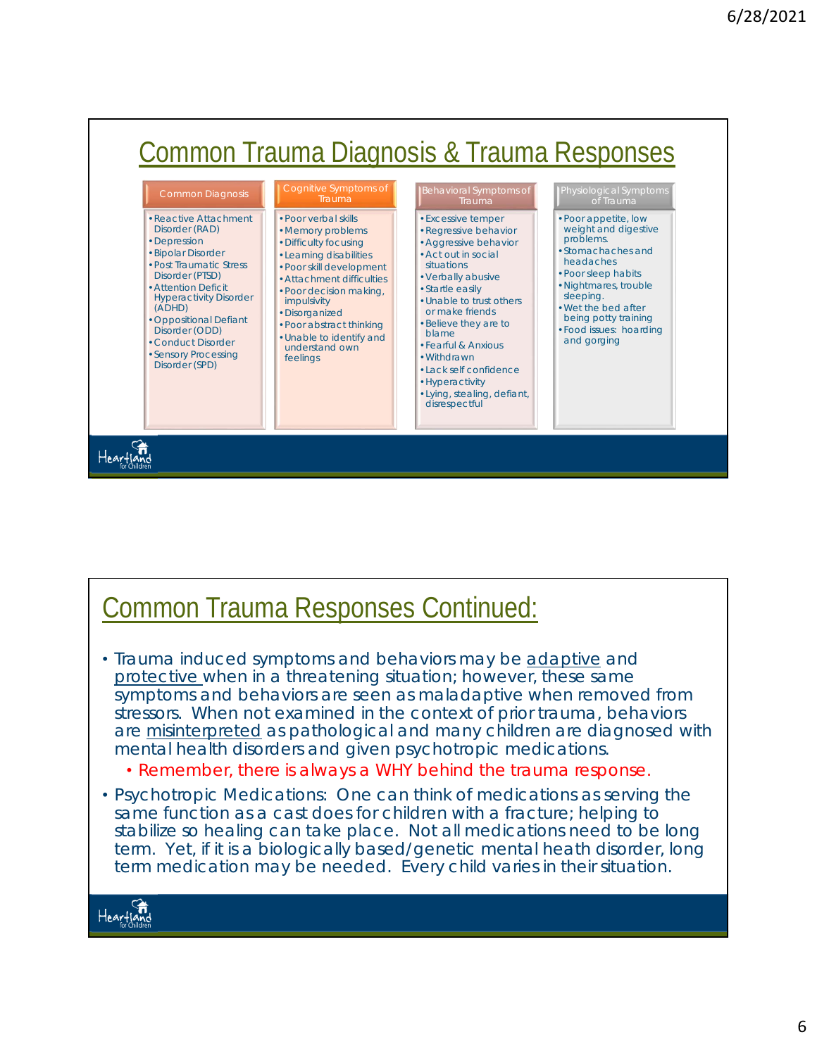## Common Trauma Diagnosis & Trauma Responses

| Common Diagnosis | Cognitive Symptoms of Trauma | Behavioral Symptoms of Trauma | Physiological Symptoms of Trauma |
|---|---|---|---|
| • Reactive Attachment Disorder (RAD)<br>• Depression<br>• Bipolar Disorder<br>• Post Traumatic Stress Disorder (PTSD)<br>• Attention Deficit Hyperactivity Disorder (ADHD)<br>• Oppositional Defiant Disorder (ODD)<br>• Conduct Disorder<br>• Sensory Processing Disorder (SPD) | • Poor verbal skills<br>• Memory problems<br>• Difficulty focusing<br>• Learning disabilities<br>• Poor skill development<br>• Attachment difficulties<br>• Poor decision making, impulsivity<br>• Disorganized<br>• Poor abstract thinking<br>• Unable to identify and understand own feelings | • Excessive temper<br>• Regressive behavior<br>• Aggressive behavior<br>• Act out in social situations<br>• Verbally abusive<br>• Startle easily<br>• Unable to trust others or make friends<br>• Believe they are to blame<br>• Fearful & Anxious<br>• Withdrawn<br>• Lack self confidence<br>• Hyperactivity<br>• Lying, stealing, defiant, disrespectful | • Poor appetite, low weight and digestive problems.<br>• Stomachaches and headaches<br>• Poor sleep habits<br>• Nightmares, trouble sleeping.<br>• Wet the bed after being potty training<br>• Food issues: hoarding and gorging |

## Common Trauma Responses Continued:

- Trauma induced symptoms and behaviors may be adaptive and protective when in a threatening situation; however, these same symptoms and behaviors are seen as maladaptive when removed from stressors. When not examined in the context of prior trauma, behaviors are misinterpreted as pathological and many children are diagnosed with mental health disorders and given psychotropic medications.
  - Remember, there is always a WHY behind the trauma response.
- Psychotropic Medications: One can think of medications as serving the same function as a cast does for children with a fracture; helping to stabilize so healing can take place. Not all medications need to be long term. Yet, if it is a biologically based/genetic mental heath disorder, long term medication may be needed. Every child varies in their situation.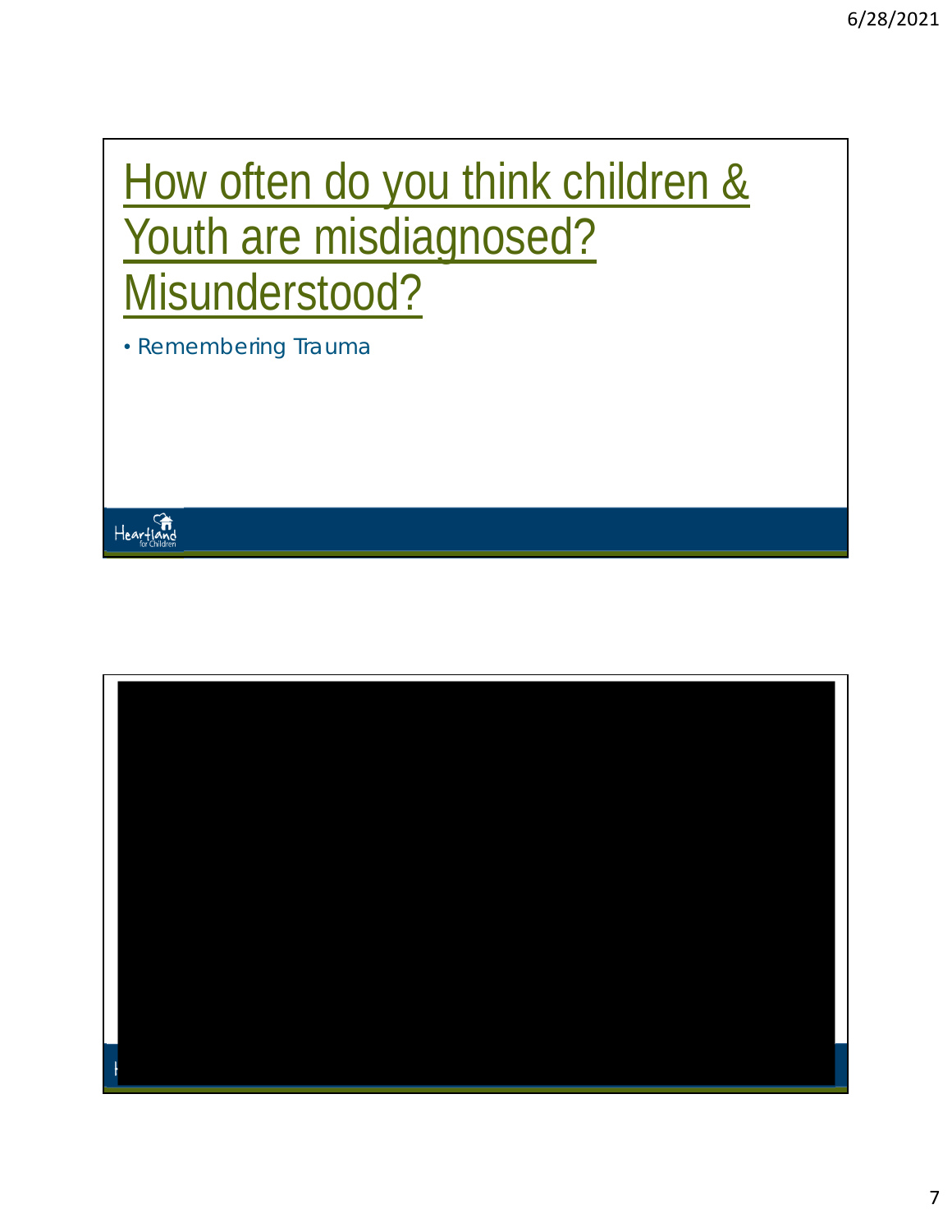# How often do you think children & Youth are misdiagnosed? Misunderstood?

- Remembering Trauma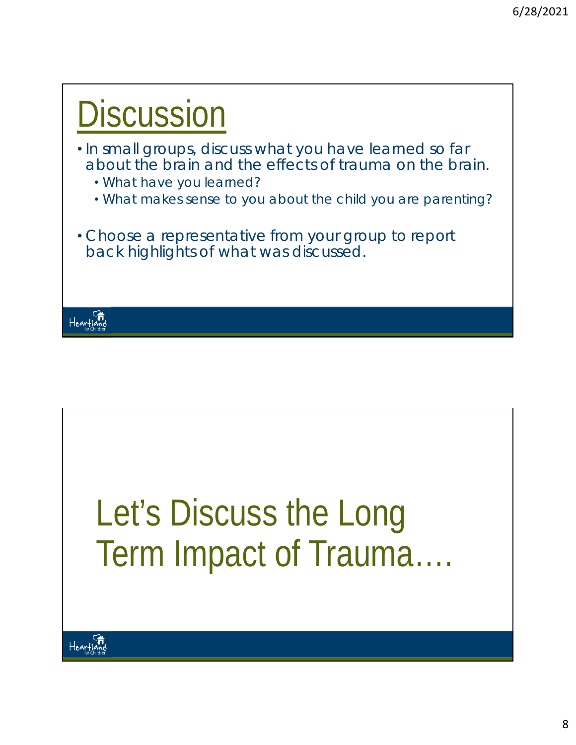# Discussion

- In small groups, discuss what you have learned so far about the brain and the effects of trauma on the brain.
  - What have you learned?
  - What makes sense to you about the child you are parenting?
- Choose a representative from your group to report back highlights of what was discussed.

# Let's Discuss the Long Term Impact of Trauma….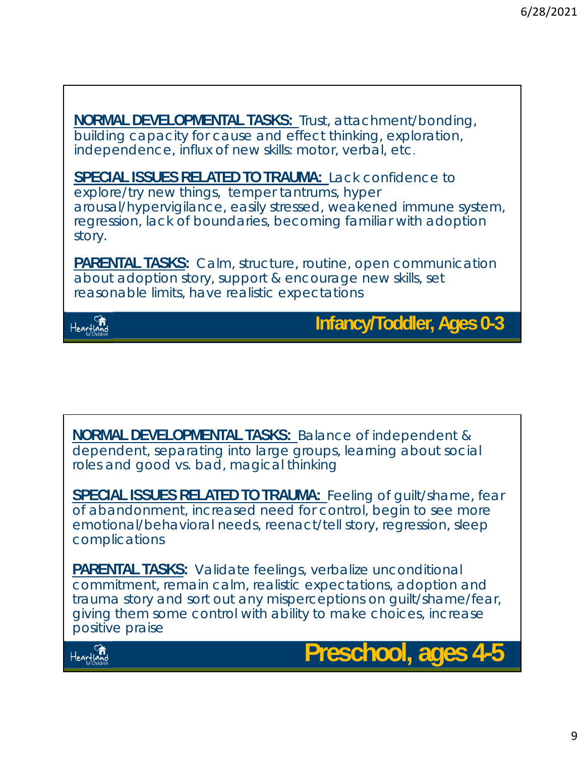## Infancy/Toddler, Ages 0-3

**NORMAL DEVELOPMENTAL TASKS:** Trust, attachment/bonding, building capacity for cause and effect thinking, exploration, independence, influx of new skills: motor, verbal, etc.

**SPECIAL ISSUES RELATED TO TRAUMA:** Lack confidence to explore/try new things, temper tantrums, hyper arousal/hypervigilance, easily stressed, weakened immune system, regression, lack of boundaries, becoming familiar with adoption story.

**PARENTAL TASKS:** Calm, structure, routine, open communication about adoption story, support & encourage new skills, set reasonable limits, have realistic expectations

Heartland for Children

## Preschool, ages 4-5

**NORMAL DEVELOPMENTAL TASKS:** Balance of independent & dependent, separating into large groups, learning about social roles and good vs. bad, magical thinking

**SPECIAL ISSUES RELATED TO TRAUMA:** Feeling of guilt/shame, fear of abandonment, increased need for control, begin to see more emotional/behavioral needs, reenact/tell story, regression, sleep complications

**PARENTAL TASKS:** Validate feelings, verbalize unconditional commitment, remain calm, realistic expectations, adoption and trauma story and sort out any misperceptions on guilt/shame/fear, giving them some control with ability to make choices, increase positive praise

Heartland for Children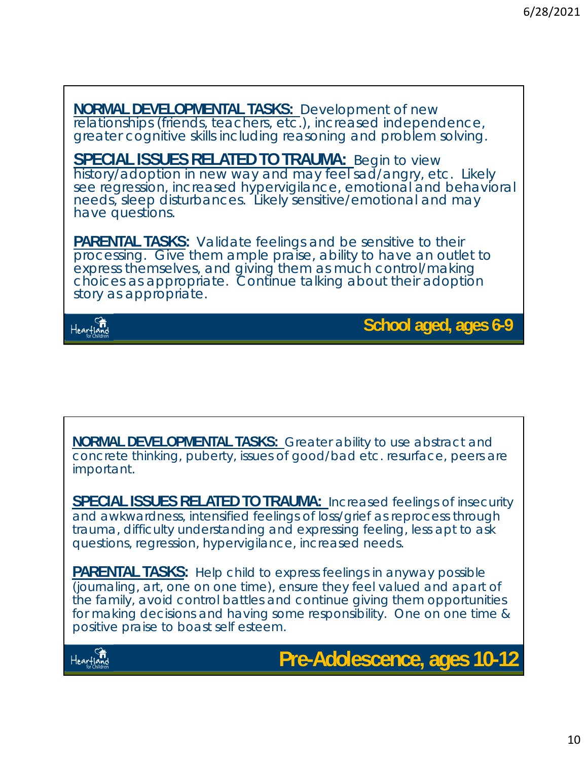## School aged, ages 6-9

**NORMAL DEVELOPMENTAL TASKS:** Development of new relationships (friends, teachers, etc.), increased independence, greater cognitive skills including reasoning and problem solving.

**SPECIAL ISSUES RELATED TO TRAUMA:** Begin to view history/adoption in new way and may feel sad/angry, etc. Likely see regression, increased hypervigilance, emotional and behavioral needs, sleep disturbances. Likely sensitive/emotional and may have questions.

**PARENTAL TASKS:** Validate feelings and be sensitive to their processing. Give them ample praise, ability to have an outlet to express themselves, and giving them as much control/making choices as appropriate. Continue talking about their adoption story as appropriate.

## Pre-Adolescence, ages 10-12

**NORMAL DEVELOPMENTAL TASKS:** Greater ability to use abstract and concrete thinking, puberty, issues of good/bad etc. resurface, peers are important.

**SPECIAL ISSUES RELATED TO TRAUMA:** Increased feelings of insecurity and awkwardness, intensified feelings of loss/grief as reprocess through trauma, difficulty understanding and expressing feeling, less apt to ask questions, regression, hypervigilance, increased needs.

**PARENTAL TASKS:** Help child to express feelings in anyway possible (journaling, art, one on one time), ensure they feel valued and apart of the family, avoid control battles and continue giving them opportunities for making decisions and having some responsibility. One on one time & positive praise to boast self esteem.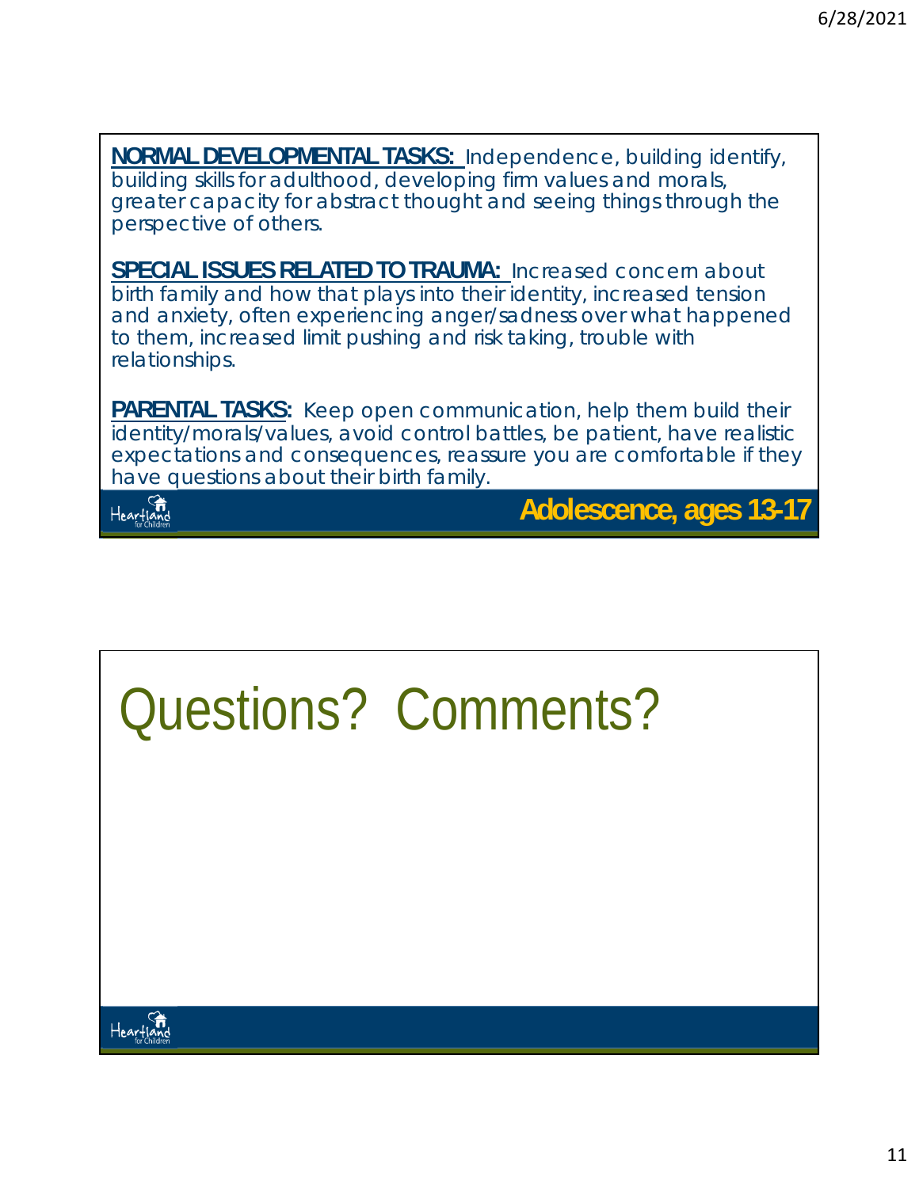## Adolescence, ages 13-17

**NORMAL DEVELOPMENTAL TASKS:** Independence, building identify, building skills for adulthood, developing firm values and morals, greater capacity for abstract thought and seeing things through the perspective of others.

**SPECIAL ISSUES RELATED TO TRAUMA:** Increased concern about birth family and how that plays into their identity, increased tension and anxiety, often experiencing anger/sadness over what happened to them, increased limit pushing and risk taking, trouble with relationships.

**PARENTAL TASKS:** Keep open communication, help them build their identity/morals/values, avoid control battles, be patient, have realistic expectations and consequences, reassure you are comfortable if they have questions about their birth family.

# Questions? Comments?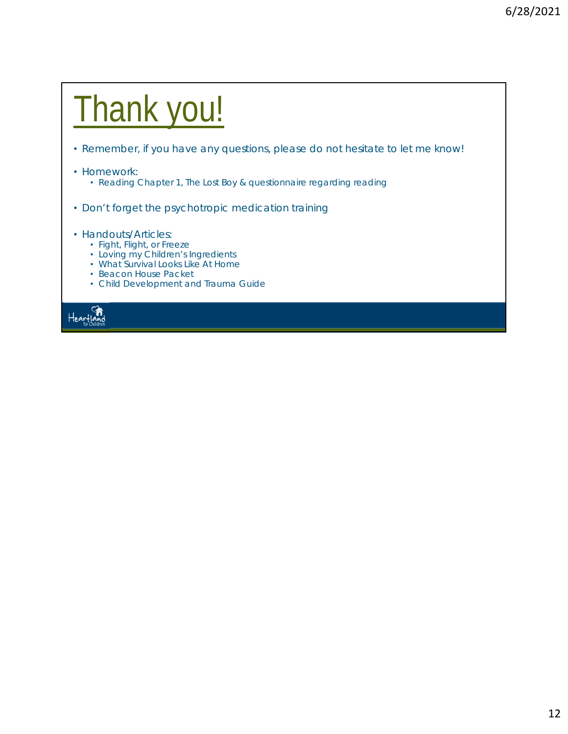# Thank you!

- Remember, if you have any questions, please do not hesitate to let me know!
- Homework:
  - Reading Chapter 1, The Lost Boy & questionnaire regarding reading
- Don't forget the psychotropic medication training
- Handouts/Articles:
  - Fight, Flight, or Freeze
  - Loving my Children's Ingredients
  - What Survival Looks Like At Home
  - Beacon House Packet
  - Child Development and Trauma Guide

Heartland for Children